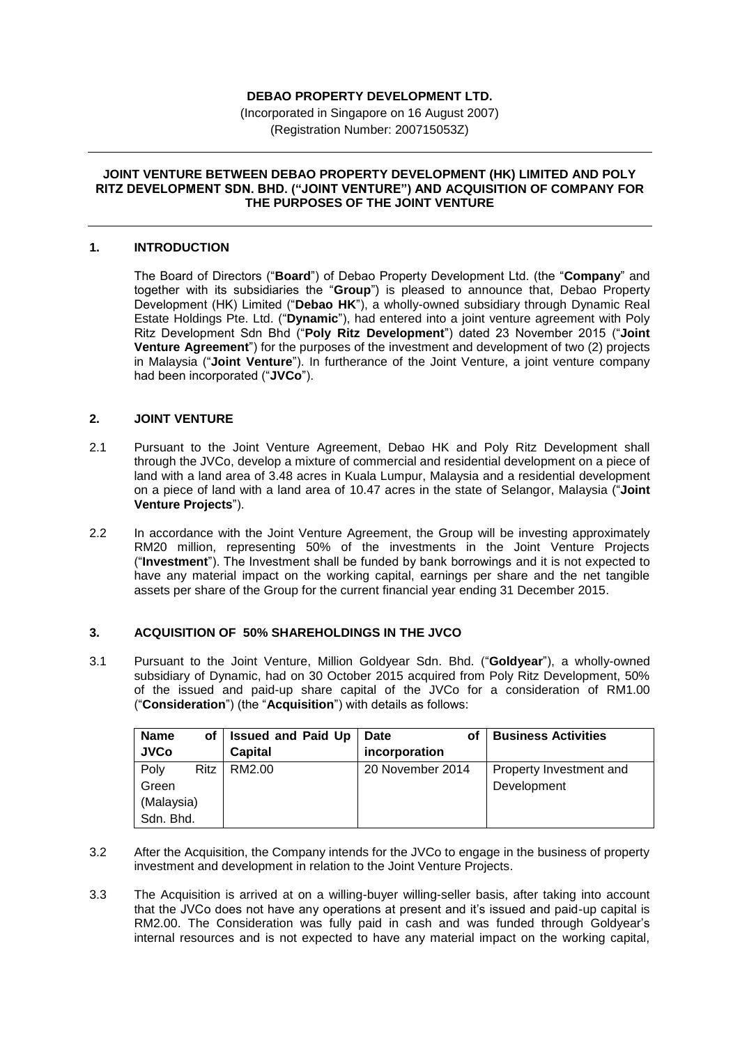**DEBAO PROPERTY DEVELOPMENT LTD.**

(Incorporated in Singapore on 16 August 2007)
(Registration Number: 200715053Z)

---

**JOINT VENTURE BETWEEN DEBAO PROPERTY DEVELOPMENT (HK) LIMITED AND POLY RITZ DEVELOPMENT SDN. BHD. ("JOINT VENTURE") AND ACQUISITION OF COMPANY FOR THE PURPOSES OF THE JOINT VENTURE**

---

## 1. INTRODUCTION

The Board of Directors ("**Board**") of Debao Property Development Ltd. (the "**Company**" and together with its subsidiaries the "**Group**") is pleased to announce that, Debao Property Development (HK) Limited ("**Debao HK**"), a wholly-owned subsidiary through Dynamic Real Estate Holdings Pte. Ltd. ("**Dynamic**"), had entered into a joint venture agreement with Poly Ritz Development Sdn Bhd ("**Poly Ritz Development**") dated 23 November 2015 ("**Joint Venture Agreement**") for the purposes of the investment and development of two (2) projects in Malaysia ("**Joint Venture**"). In furtherance of the Joint Venture, a joint venture company had been incorporated ("**JVCo**").

## 2. JOINT VENTURE

2.1 Pursuant to the Joint Venture Agreement, Debao HK and Poly Ritz Development shall through the JVCo, develop a mixture of commercial and residential development on a piece of land with a land area of 3.48 acres in Kuala Lumpur, Malaysia and a residential development on a piece of land with a land area of 10.47 acres in the state of Selangor, Malaysia ("**Joint Venture Projects**").

2.2 In accordance with the Joint Venture Agreement, the Group will be investing approximately RM20 million, representing 50% of the investments in the Joint Venture Projects ("**Investment**"). The Investment shall be funded by bank borrowings and it is not expected to have any material impact on the working capital, earnings per share and the net tangible assets per share of the Group for the current financial year ending 31 December 2015.

## 3. ACQUISITION OF 50% SHAREHOLDINGS IN THE JVCO

3.1 Pursuant to the Joint Venture, Million Goldyear Sdn. Bhd. ("**Goldyear**"), a wholly-owned subsidiary of Dynamic, had on 30 October 2015 acquired from Poly Ritz Development, 50% of the issued and paid-up share capital of the JVCo for a consideration of RM1.00 ("**Consideration**") (the "**Acquisition**") with details as follows:

| Name of JVCo | Issued and Paid Up Capital | Date of incorporation | Business Activities |
|---|---|---|---|
| Poly Ritz Green (Malaysia) Sdn. Bhd. | RM2.00 | 20 November 2014 | Property Investment and Development |

3.2 After the Acquisition, the Company intends for the JVCo to engage in the business of property investment and development in relation to the Joint Venture Projects.

3.3 The Acquisition is arrived at on a willing-buyer willing-seller basis, after taking into account that the JVCo does not have any operations at present and it's issued and paid-up capital is RM2.00. The Consideration was fully paid in cash and was funded through Goldyear's internal resources and is not expected to have any material impact on the working capital,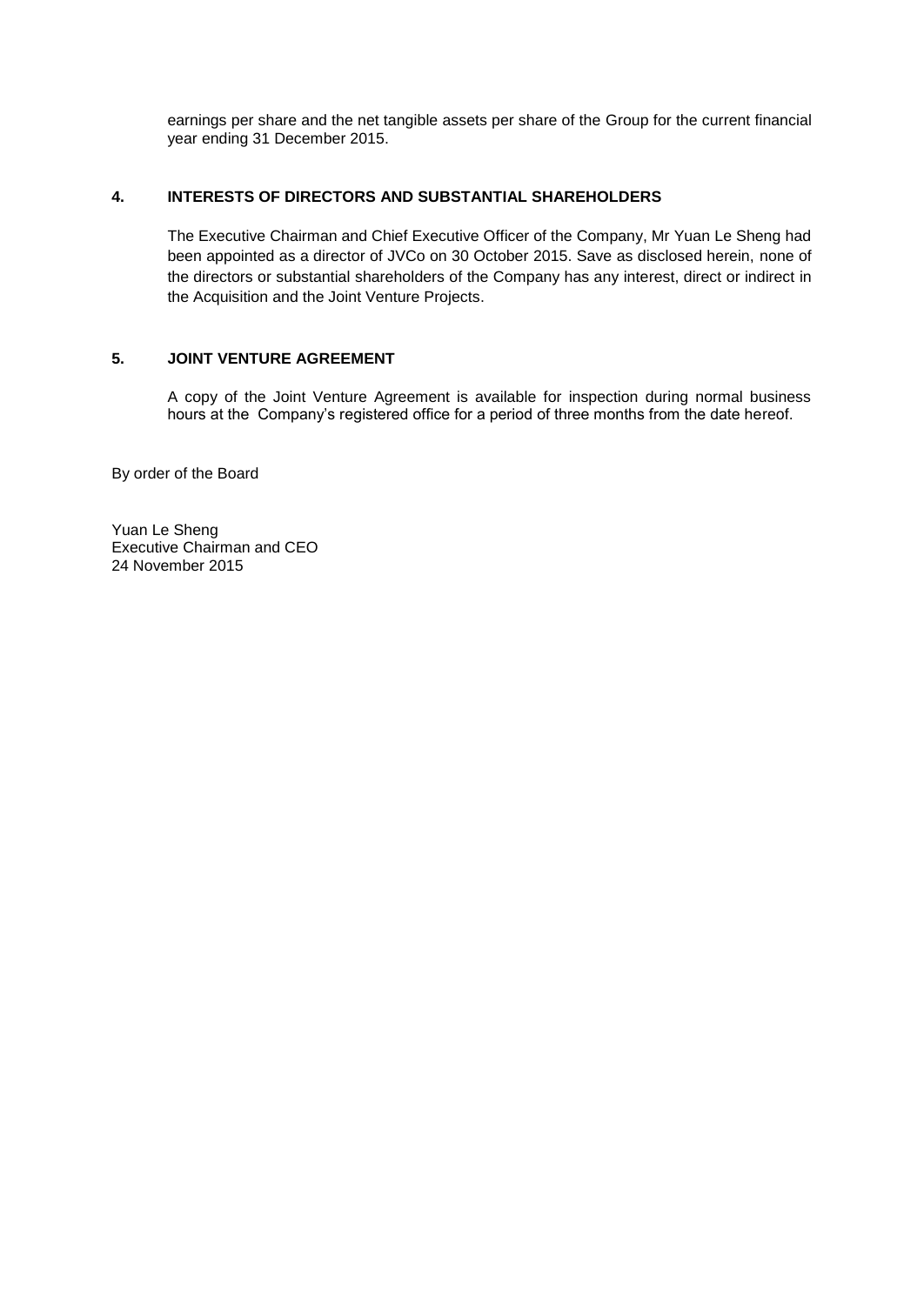earnings per share and the net tangible assets per share of the Group for the current financial year ending 31 December 2015.

## 4. INTERESTS OF DIRECTORS AND SUBSTANTIAL SHAREHOLDERS

The Executive Chairman and Chief Executive Officer of the Company, Mr Yuan Le Sheng had been appointed as a director of JVCo on 30 October 2015. Save as disclosed herein, none of the directors or substantial shareholders of the Company has any interest, direct or indirect in the Acquisition and the Joint Venture Projects.

## 5. JOINT VENTURE AGREEMENT

A copy of the Joint Venture Agreement is available for inspection during normal business hours at the Company's registered office for a period of three months from the date hereof.

By order of the Board

Yuan Le Sheng
Executive Chairman and CEO
24 November 2015